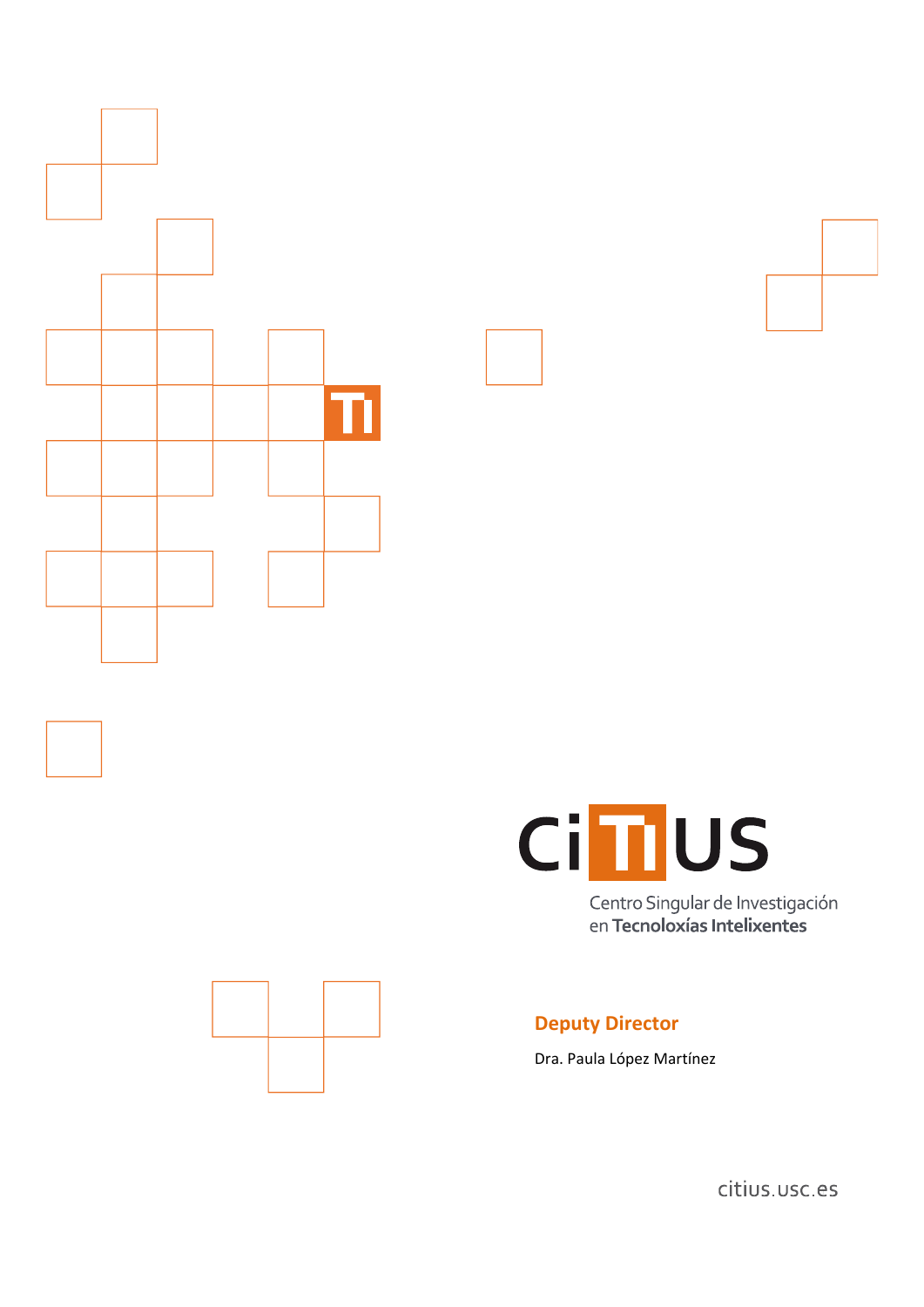# CiTIUS

Centro Singular de Investigación en **Tecnoloxías Intelixentes**

## Deputy Director

Dra. Paula López Martínez

citius.usc.es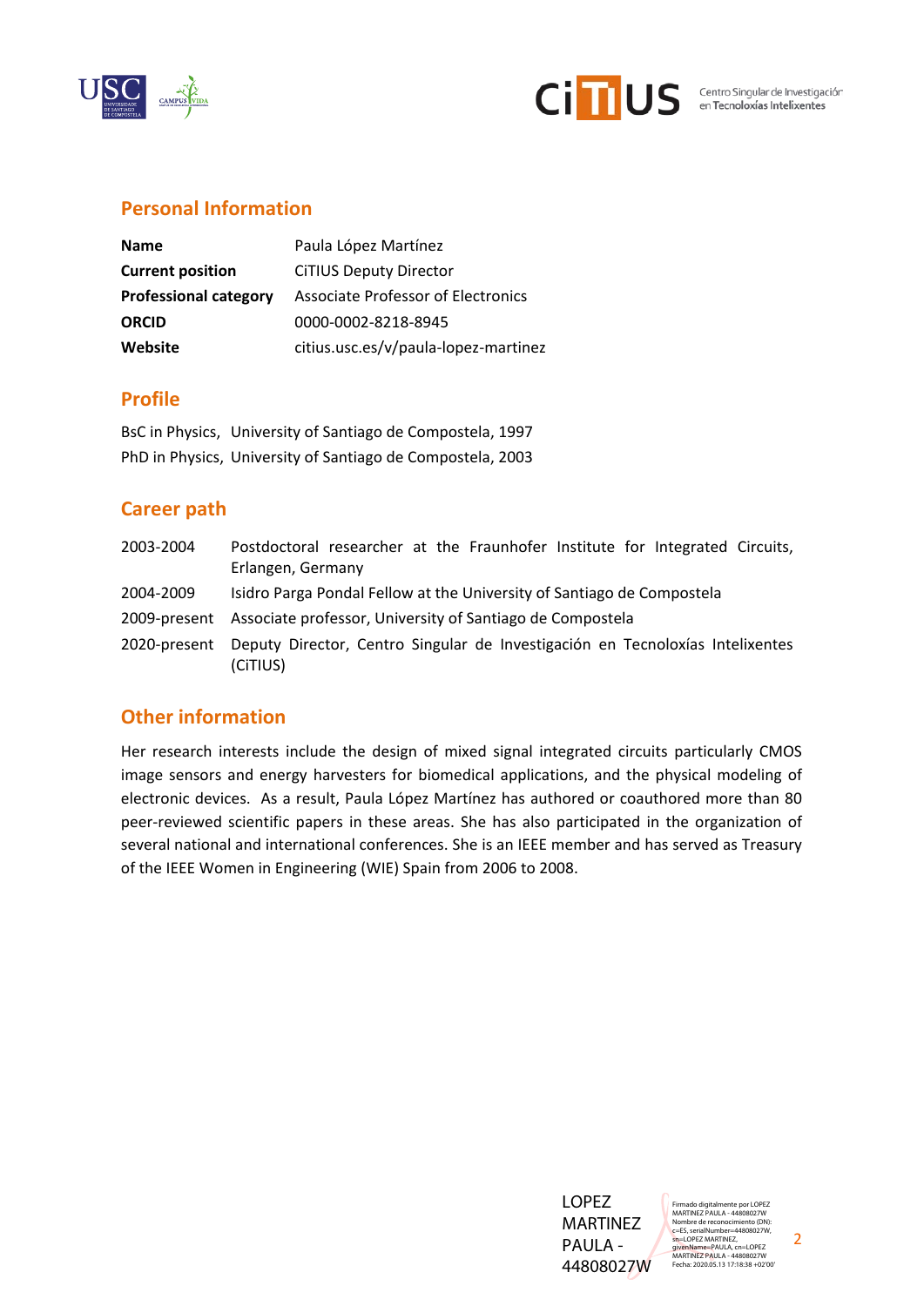## Personal Information

| | |
|---|---|
| **Name** | Paula López Martínez |
| **Current position** | CiTIUS Deputy Director |
| **Professional category** | Associate Professor of Electronics |
| **ORCID** | 0000-0002-8218-8945 |
| **Website** | citius.usc.es/v/paula-lopez-martinez |

## Profile

BsC in Physics, University of Santiago de Compostela, 1997

PhD in Physics, University of Santiago de Compostela, 2003

## Career path

| | |
|---|---|
| 2003-2004 | Postdoctoral researcher at the Fraunhofer Institute for Integrated Circuits, Erlangen, Germany |
| 2004-2009 | Isidro Parga Pondal Fellow at the University of Santiago de Compostela |
| 2009-present | Associate professor, University of Santiago de Compostela |
| 2020-present | Deputy Director, Centro Singular de Investigación en Tecnoloxías Intelixentes (CiTIUS) |

## Other information

Her research interests include the design of mixed signal integrated circuits particularly CMOS image sensors and energy harvesters for biomedical applications, and the physical modeling of electronic devices. As a result, Paula López Martínez has authored or coauthored more than 80 peer-reviewed scientific papers in these areas. She has also participated in the organization of several national and international conferences. She is an IEEE member and has served as Treasury of the IEEE Women in Engineering (WIE) Spain from 2006 to 2008.

LOPEZ MARTINEZ PAULA - 44808027W

Firmado digitalmente por LOPEZ MARTINEZ PAULA - 44808027W
Nombre de reconocimiento (DN): c=ES, serialNumber=44808027W, sn=LOPEZ MARTINEZ, givenName=PAULA, cn=LOPEZ MARTINEZ PAULA - 44808027W
Fecha: 2020.05.13 17:18:38 +02'00'